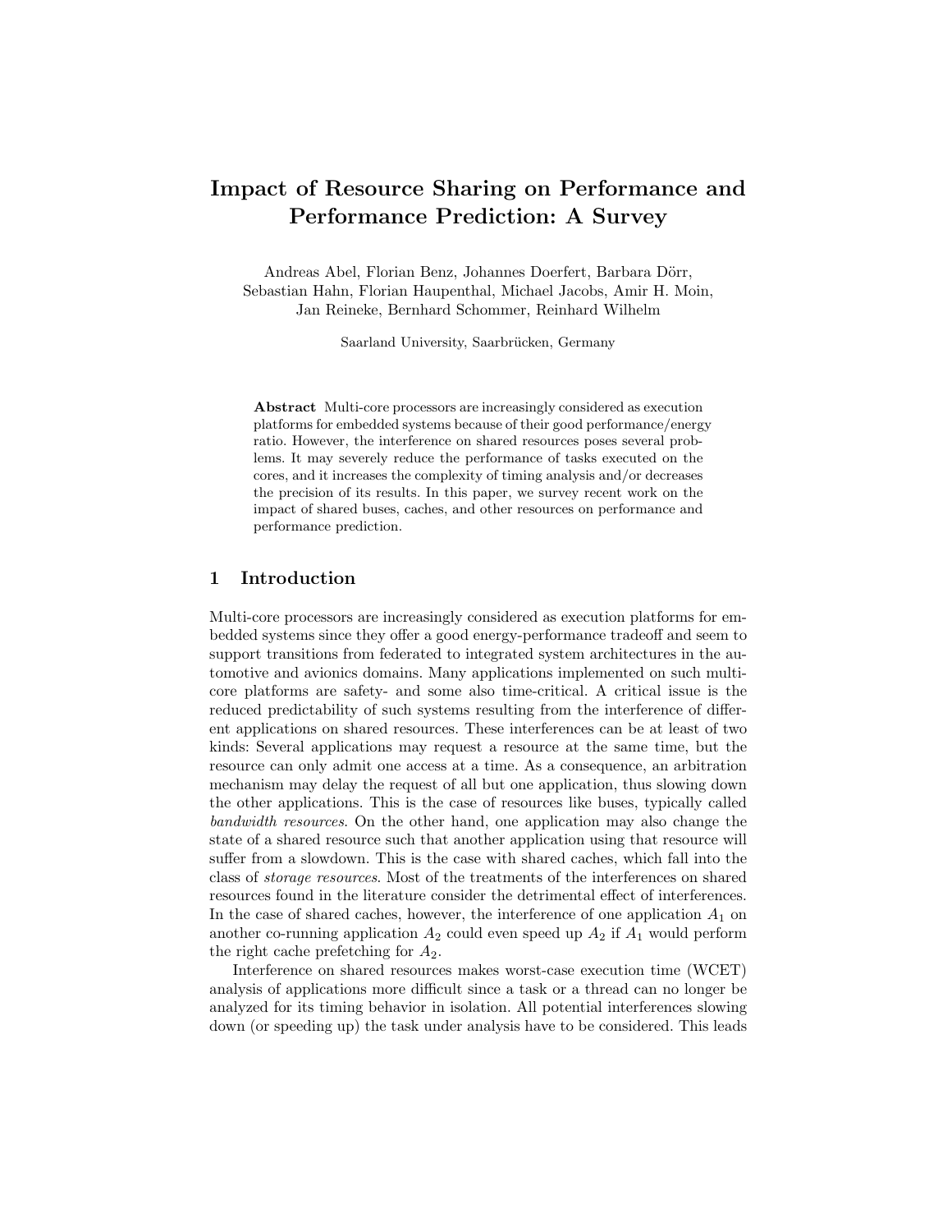# Impact of Resource Sharing on Performance and Performance Prediction: A Survey

Andreas Abel, Florian Benz, Johannes Doerfert, Barbara Dörr, Sebastian Hahn, Florian Haupenthal, Michael Jacobs, Amir H. Moin, Jan Reineke, Bernhard Schommer, Reinhard Wilhelm

Saarland University, Saarbrücken, Germany

**Abstract** Multi-core processors are increasingly considered as execution platforms for embedded systems because of their good performance/energy ratio. However, the interference on shared resources poses several problems. It may severely reduce the performance of tasks executed on the cores, and it increases the complexity of timing analysis and/or decreases the precision of its results. In this paper, we survey recent work on the impact of shared buses, caches, and other resources on performance and performance prediction.

## 1 Introduction

Multi-core processors are increasingly considered as execution platforms for embedded systems since they offer a good energy-performance tradeoff and seem to support transitions from federated to integrated system architectures in the automotive and avionics domains. Many applications implemented on such multi-core platforms are safety- and some also time-critical. A critical issue is the reduced predictability of such systems resulting from the interference of different applications on shared resources. These interferences can be at least of two kinds: Several applications may request a resource at the same time, but the resource can only admit one access at a time. As a consequence, an arbitration mechanism may delay the request of all but one application, thus slowing down the other applications. This is the case of resources like buses, typically called *bandwidth resources*. On the other hand, one application may also change the state of a shared resource such that another application using that resource will suffer from a slowdown. This is the case with shared caches, which fall into the class of *storage resources*. Most of the treatments of the interferences on shared resources found in the literature consider the detrimental effect of interferences. In the case of shared caches, however, the interference of one application $A_1$ on another co-running application $A_2$ could even speed up $A_2$ if $A_1$ would perform the right cache prefetching for $A_2$.

Interference on shared resources makes worst-case execution time (WCET) analysis of applications more difficult since a task or a thread can no longer be analyzed for its timing behavior in isolation. All potential interferences slowing down (or speeding up) the task under analysis have to be considered. This leads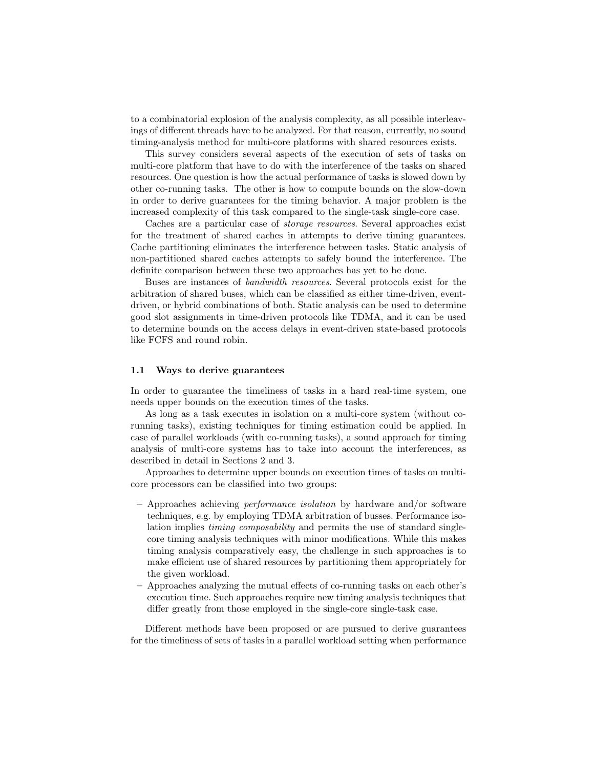to a combinatorial explosion of the analysis complexity, as all possible interleavings of different threads have to be analyzed. For that reason, currently, no sound timing-analysis method for multi-core platforms with shared resources exists.

This survey considers several aspects of the execution of sets of tasks on multi-core platform that have to do with the interference of the tasks on shared resources. One question is how the actual performance of tasks is slowed down by other co-running tasks. The other is how to compute bounds on the slow-down in order to derive guarantees for the timing behavior. A major problem is the increased complexity of this task compared to the single-task single-core case.

Caches are a particular case of *storage resources*. Several approaches exist for the treatment of shared caches in attempts to derive timing guarantees. Cache partitioning eliminates the interference between tasks. Static analysis of non-partitioned shared caches attempts to safely bound the interference. The definite comparison between these two approaches has yet to be done.

Buses are instances of *bandwidth resources*. Several protocols exist for the arbitration of shared buses, which can be classified as either time-driven, event-driven, or hybrid combinations of both. Static analysis can be used to determine good slot assignments in time-driven protocols like TDMA, and it can be used to determine bounds on the access delays in event-driven state-based protocols like FCFS and round robin.

### 1.1 Ways to derive guarantees

In order to guarantee the timeliness of tasks in a hard real-time system, one needs upper bounds on the execution times of the tasks.

As long as a task executes in isolation on a multi-core system (without co-running tasks), existing techniques for timing estimation could be applied. In case of parallel workloads (with co-running tasks), a sound approach for timing analysis of multi-core systems has to take into account the interferences, as described in detail in Sections 2 and 3.

Approaches to determine upper bounds on execution times of tasks on multi-core processors can be classified into two groups:

- Approaches achieving *performance isolation* by hardware and/or software techniques, e.g. by employing TDMA arbitration of busses. Performance isolation implies *timing composability* and permits the use of standard single-core timing analysis techniques with minor modifications. While this makes timing analysis comparatively easy, the challenge in such approaches is to make efficient use of shared resources by partitioning them appropriately for the given workload.
- Approaches analyzing the mutual effects of co-running tasks on each other's execution time. Such approaches require new timing analysis techniques that differ greatly from those employed in the single-core single-task case.

Different methods have been proposed or are pursued to derive guarantees for the timeliness of sets of tasks in a parallel workload setting when performance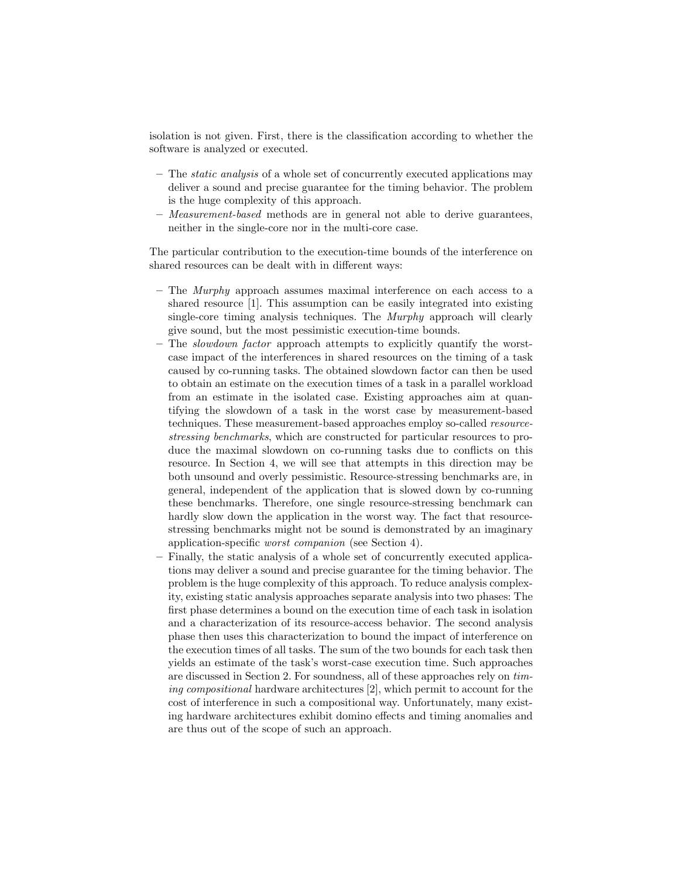isolation is not given. First, there is the classification according to whether the software is analyzed or executed.

- The *static analysis* of a whole set of concurrently executed applications may deliver a sound and precise guarantee for the timing behavior. The problem is the huge complexity of this approach.
- *Measurement-based* methods are in general not able to derive guarantees, neither in the single-core nor in the multi-core case.

The particular contribution to the execution-time bounds of the interference on shared resources can be dealt with in different ways:

- The *Murphy* approach assumes maximal interference on each access to a shared resource [1]. This assumption can be easily integrated into existing single-core timing analysis techniques. The *Murphy* approach will clearly give sound, but the most pessimistic execution-time bounds.
- The *slowdown factor* approach attempts to explicitly quantify the worst-case impact of the interferences in shared resources on the timing of a task caused by co-running tasks. The obtained slowdown factor can then be used to obtain an estimate on the execution times of a task in a parallel workload from an estimate in the isolated case. Existing approaches aim at quantifying the slowdown of a task in the worst case by measurement-based techniques. These measurement-based approaches employ so-called *resource-stressing benchmarks*, which are constructed for particular resources to produce the maximal slowdown on co-running tasks due to conflicts on this resource. In Section 4, we will see that attempts in this direction may be both unsound and overly pessimistic. Resource-stressing benchmarks are, in general, independent of the application that is slowed down by co-running these benchmarks. Therefore, one single resource-stressing benchmark can hardly slow down the application in the worst way. The fact that resource-stressing benchmarks might not be sound is demonstrated by an imaginary application-specific *worst companion* (see Section 4).
- Finally, the static analysis of a whole set of concurrently executed applications may deliver a sound and precise guarantee for the timing behavior. The problem is the huge complexity of this approach. To reduce analysis complexity, existing static analysis approaches separate analysis into two phases: The first phase determines a bound on the execution time of each task in isolation and a characterization of its resource-access behavior. The second analysis phase then uses this characterization to bound the impact of interference on the execution times of all tasks. The sum of the two bounds for each task then yields an estimate of the task's worst-case execution time. Such approaches are discussed in Section 2. For soundness, all of these approaches rely on *timing compositional* hardware architectures [2], which permit to account for the cost of interference in such a compositional way. Unfortunately, many existing hardware architectures exhibit domino effects and timing anomalies and are thus out of the scope of such an approach.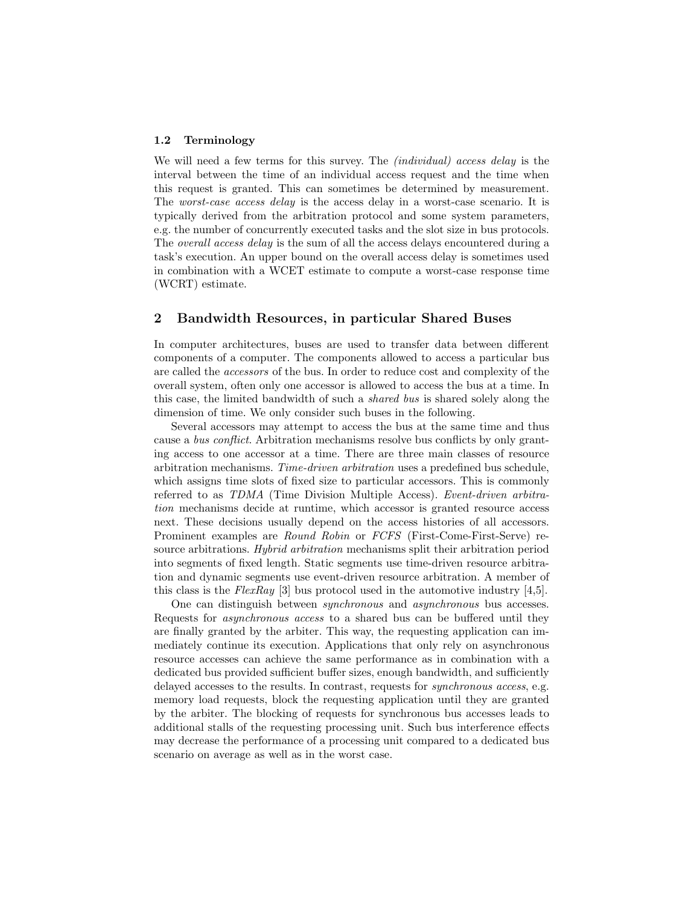### 1.2 Terminology

We will need a few terms for this survey. The *(individual) access delay* is the interval between the time of an individual access request and the time when this request is granted. This can sometimes be determined by measurement. The *worst-case access delay* is the access delay in a worst-case scenario. It is typically derived from the arbitration protocol and some system parameters, e.g. the number of concurrently executed tasks and the slot size in bus protocols. The *overall access delay* is the sum of all the access delays encountered during a task's execution. An upper bound on the overall access delay is sometimes used in combination with a WCET estimate to compute a worst-case response time (WCRT) estimate.

## 2 Bandwidth Resources, in particular Shared Buses

In computer architectures, buses are used to transfer data between different components of a computer. The components allowed to access a particular bus are called the *accessors* of the bus. In order to reduce cost and complexity of the overall system, often only one accessor is allowed to access the bus at a time. In this case, the limited bandwidth of such a *shared bus* is shared solely along the dimension of time. We only consider such buses in the following.

Several accessors may attempt to access the bus at the same time and thus cause a *bus conflict*. Arbitration mechanisms resolve bus conflicts by only granting access to one accessor at a time. There are three main classes of resource arbitration mechanisms. *Time-driven arbitration* uses a predefined bus schedule, which assigns time slots of fixed size to particular accessors. This is commonly referred to as *TDMA* (Time Division Multiple Access). *Event-driven arbitration* mechanisms decide at runtime, which accessor is granted resource access next. These decisions usually depend on the access histories of all accessors. Prominent examples are *Round Robin* or *FCFS* (First-Come-First-Serve) resource arbitrations. *Hybrid arbitration* mechanisms split their arbitration period into segments of fixed length. Static segments use time-driven resource arbitration and dynamic segments use event-driven resource arbitration. A member of this class is the *FlexRay* [3] bus protocol used in the automotive industry [4,5].

One can distinguish between *synchronous* and *asynchronous* bus accesses. Requests for *asynchronous access* to a shared bus can be buffered until they are finally granted by the arbiter. This way, the requesting application can immediately continue its execution. Applications that only rely on asynchronous resource accesses can achieve the same performance as in combination with a dedicated bus provided sufficient buffer sizes, enough bandwidth, and sufficiently delayed accesses to the results. In contrast, requests for *synchronous access*, e.g. memory load requests, block the requesting application until they are granted by the arbiter. The blocking of requests for synchronous bus accesses leads to additional stalls of the requesting processing unit. Such bus interference effects may decrease the performance of a processing unit compared to a dedicated bus scenario on average as well as in the worst case.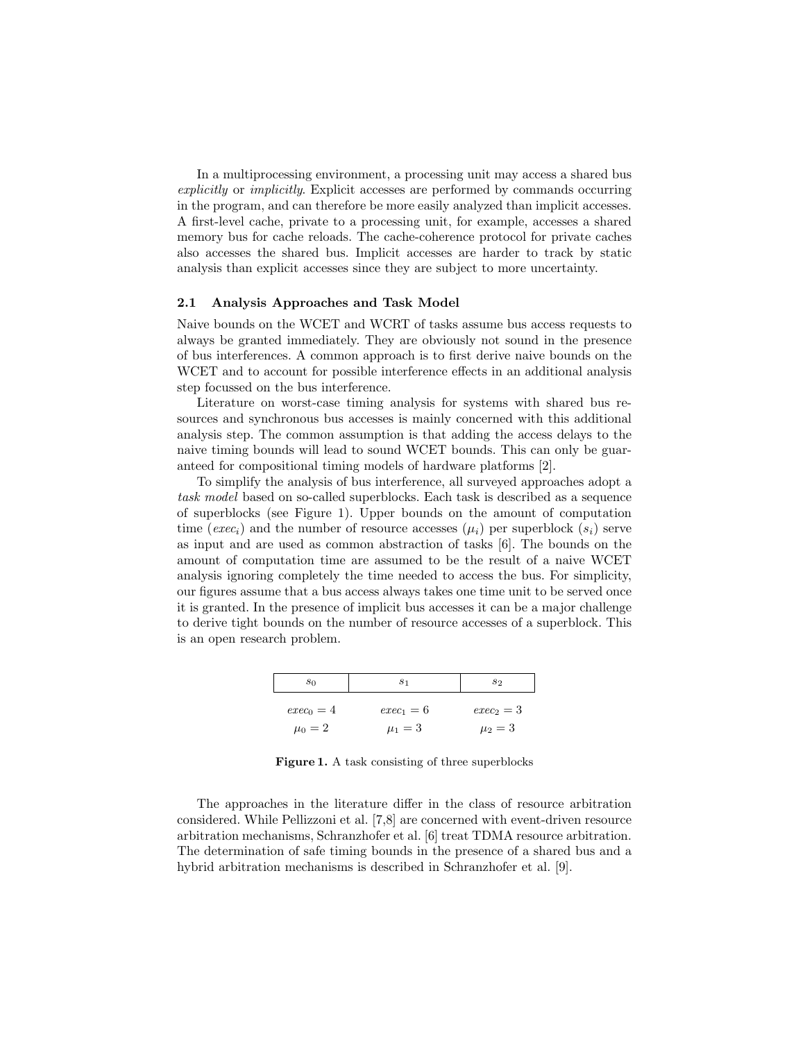In a multiprocessing environment, a processing unit may access a shared bus *explicitly* or *implicitly*. Explicit accesses are performed by commands occurring in the program, and can therefore be more easily analyzed than implicit accesses. A first-level cache, private to a processing unit, for example, accesses a shared memory bus for cache reloads. The cache-coherence protocol for private caches also accesses the shared bus. Implicit accesses are harder to track by static analysis than explicit accesses since they are subject to more uncertainty.

### 2.1 Analysis Approaches and Task Model

Naive bounds on the WCET and WCRT of tasks assume bus access requests to always be granted immediately. They are obviously not sound in the presence of bus interferences. A common approach is to first derive naive bounds on the WCET and to account for possible interference effects in an additional analysis step focussed on the bus interference.

Literature on worst-case timing analysis for systems with shared bus resources and synchronous bus accesses is mainly concerned with this additional analysis step. The common assumption is that adding the access delays to the naive timing bounds will lead to sound WCET bounds. This can only be guaranteed for compositional timing models of hardware platforms [2].

To simplify the analysis of bus interference, all surveyed approaches adopt a *task model* based on so-called superblocks. Each task is described as a sequence of superblocks (see Figure 1). Upper bounds on the amount of computation time ($exec_i$) and the number of resource accesses ($\mu_i$) per superblock ($s_i$) serve as input and are used as common abstraction of tasks [6]. The bounds on the amount of computation time are assumed to be the result of a naive WCET analysis ignoring completely the time needed to access the bus. For simplicity, our figures assume that a bus access always takes one time unit to be served once it is granted. In the presence of implicit bus accesses it can be a major challenge to derive tight bounds on the number of resource accesses of a superblock. This is an open research problem.

| $s_0$ | $s_1$ | $s_2$ |
|---|---|---|
| $exec_0 = 4$ | $exec_1 = 6$ | $exec_2 = 3$ |
| $\mu_0 = 2$ | $\mu_1 = 3$ | $\mu_2 = 3$ |

**Figure 1.** A task consisting of three superblocks

The approaches in the literature differ in the class of resource arbitration considered. While Pellizzoni et al. [7,8] are concerned with event-driven resource arbitration mechanisms, Schranzhofer et al. [6] treat TDMA resource arbitration. The determination of safe timing bounds in the presence of a shared bus and a hybrid arbitration mechanisms is described in Schranzhofer et al. [9].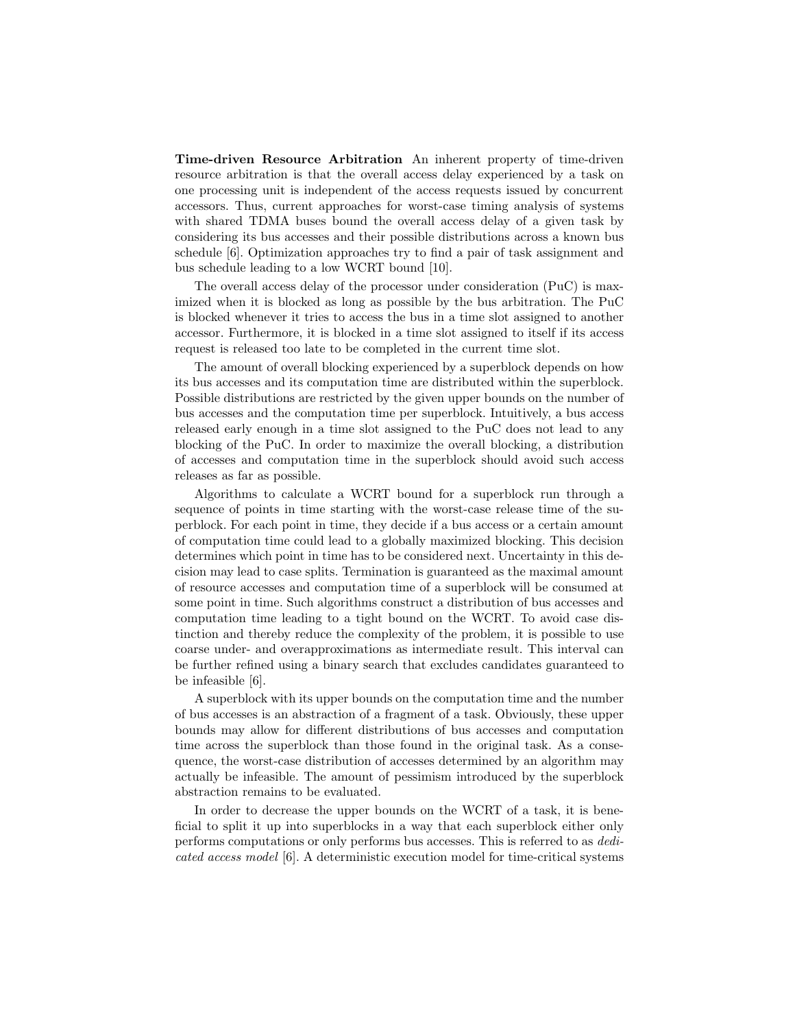**Time-driven Resource Arbitration** An inherent property of time-driven resource arbitration is that the overall access delay experienced by a task on one processing unit is independent of the access requests issued by concurrent accessors. Thus, current approaches for worst-case timing analysis of systems with shared TDMA buses bound the overall access delay of a given task by considering its bus accesses and their possible distributions across a known bus schedule [6]. Optimization approaches try to find a pair of task assignment and bus schedule leading to a low WCRT bound [10].

The overall access delay of the processor under consideration (PuC) is maximized when it is blocked as long as possible by the bus arbitration. The PuC is blocked whenever it tries to access the bus in a time slot assigned to another accessor. Furthermore, it is blocked in a time slot assigned to itself if its access request is released too late to be completed in the current time slot.

The amount of overall blocking experienced by a superblock depends on how its bus accesses and its computation time are distributed within the superblock. Possible distributions are restricted by the given upper bounds on the number of bus accesses and the computation time per superblock. Intuitively, a bus access released early enough in a time slot assigned to the PuC does not lead to any blocking of the PuC. In order to maximize the overall blocking, a distribution of accesses and computation time in the superblock should avoid such access releases as far as possible.

Algorithms to calculate a WCRT bound for a superblock run through a sequence of points in time starting with the worst-case release time of the superblock. For each point in time, they decide if a bus access or a certain amount of computation time could lead to a globally maximized blocking. This decision determines which point in time has to be considered next. Uncertainty in this decision may lead to case splits. Termination is guaranteed as the maximal amount of resource accesses and computation time of a superblock will be consumed at some point in time. Such algorithms construct a distribution of bus accesses and computation time leading to a tight bound on the WCRT. To avoid case distinction and thereby reduce the complexity of the problem, it is possible to use coarse under- and overapproximations as intermediate result. This interval can be further refined using a binary search that excludes candidates guaranteed to be infeasible [6].

A superblock with its upper bounds on the computation time and the number of bus accesses is an abstraction of a fragment of a task. Obviously, these upper bounds may allow for different distributions of bus accesses and computation time across the superblock than those found in the original task. As a consequence, the worst-case distribution of accesses determined by an algorithm may actually be infeasible. The amount of pessimism introduced by the superblock abstraction remains to be evaluated.

In order to decrease the upper bounds on the WCRT of a task, it is beneficial to split it up into superblocks in a way that each superblock either only performs computations or only performs bus accesses. This is referred to as *dedicated access model* [6]. A deterministic execution model for time-critical systems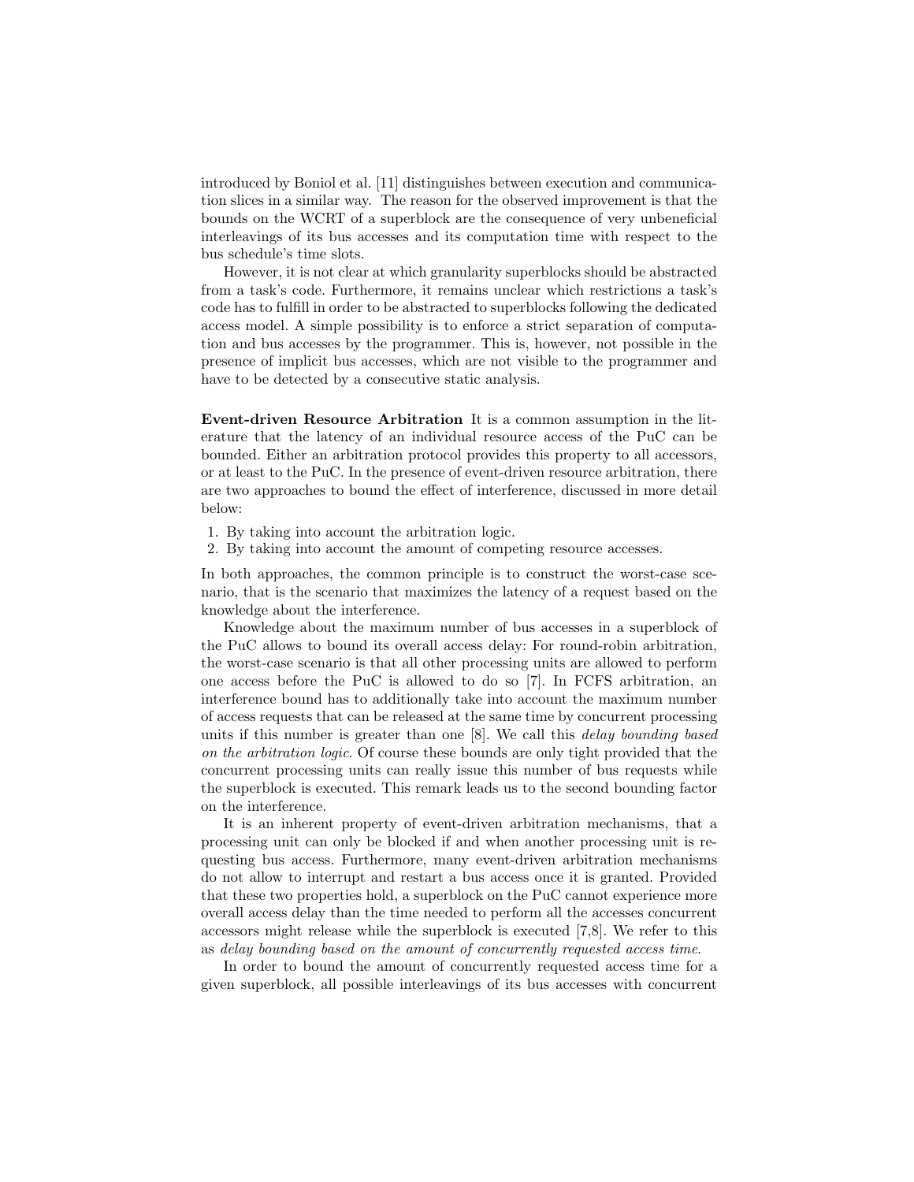introduced by Boniol et al. [11] distinguishes between execution and communication slices in a similar way. The reason for the observed improvement is that the bounds on the WCRT of a superblock are the consequence of very unbeneficial interleavings of its bus accesses and its computation time with respect to the bus schedule's time slots.

However, it is not clear at which granularity superblocks should be abstracted from a task's code. Furthermore, it remains unclear which restrictions a task's code has to fulfill in order to be abstracted to superblocks following the dedicated access model. A simple possibility is to enforce a strict separation of computation and bus accesses by the programmer. This is, however, not possible in the presence of implicit bus accesses, which are not visible to the programmer and have to be detected by a consecutive static analysis.

**Event-driven Resource Arbitration** It is a common assumption in the literature that the latency of an individual resource access of the PuC can be bounded. Either an arbitration protocol provides this property to all accessors, or at least to the PuC. In the presence of event-driven resource arbitration, there are two approaches to bound the effect of interference, discussed in more detail below:

1. By taking into account the arbitration logic.
2. By taking into account the amount of competing resource accesses.

In both approaches, the common principle is to construct the worst-case scenario, that is the scenario that maximizes the latency of a request based on the knowledge about the interference.

Knowledge about the maximum number of bus accesses in a superblock of the PuC allows to bound its overall access delay: For round-robin arbitration, the worst-case scenario is that all other processing units are allowed to perform one access before the PuC is allowed to do so [7]. In FCFS arbitration, an interference bound has to additionally take into account the maximum number of access requests that can be released at the same time by concurrent processing units if this number is greater than one [8]. We call this *delay bounding based on the arbitration logic*. Of course these bounds are only tight provided that the concurrent processing units can really issue this number of bus requests while the superblock is executed. This remark leads us to the second bounding factor on the interference.

It is an inherent property of event-driven arbitration mechanisms, that a processing unit can only be blocked if and when another processing unit is requesting bus access. Furthermore, many event-driven arbitration mechanisms do not allow to interrupt and restart a bus access once it is granted. Provided that these two properties hold, a superblock on the PuC cannot experience more overall access delay than the time needed to perform all the accesses concurrent accessors might release while the superblock is executed [7,8]. We refer to this as *delay bounding based on the amount of concurrently requested access time*.

In order to bound the amount of concurrently requested access time for a given superblock, all possible interleavings of its bus accesses with concurrent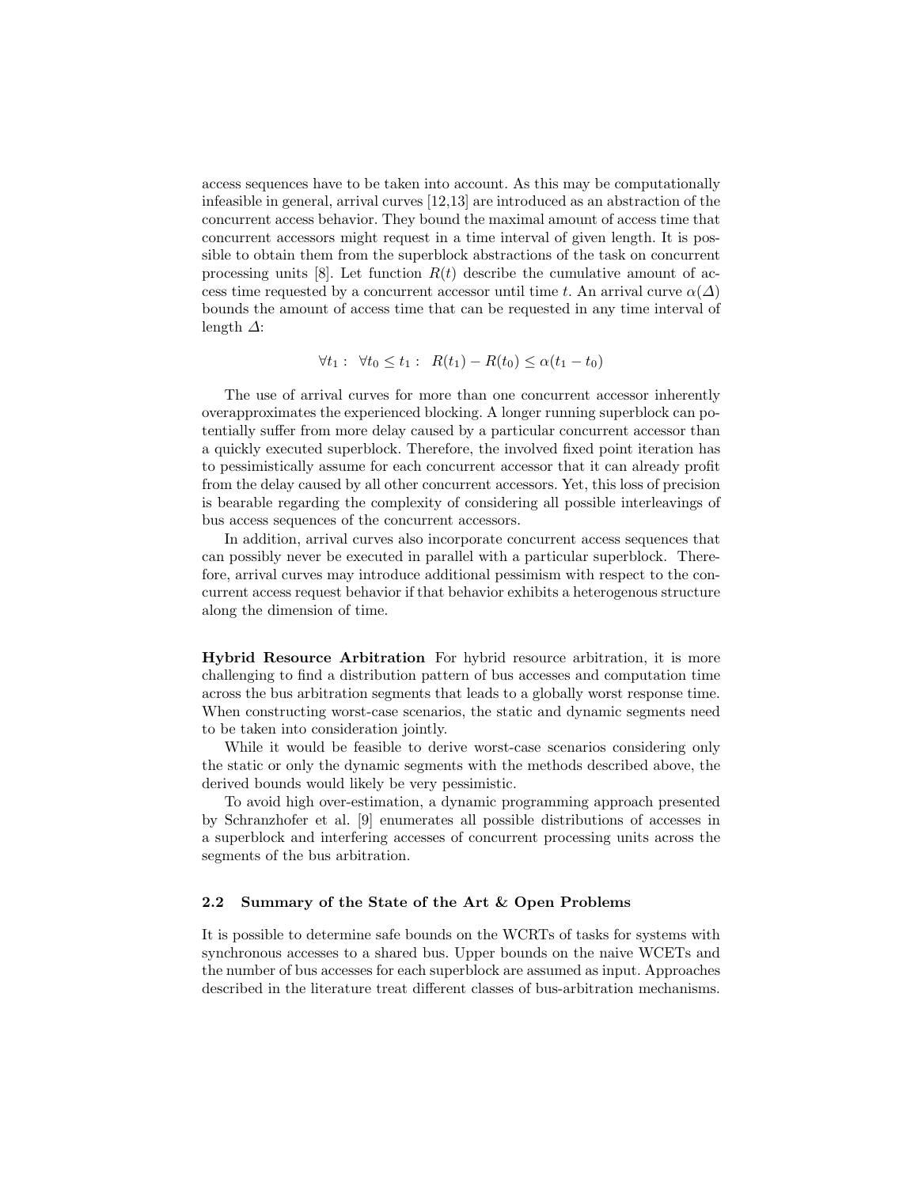access sequences have to be taken into account. As this may be computationally infeasible in general, arrival curves [12,13] are introduced as an abstraction of the concurrent access behavior. They bound the maximal amount of access time that concurrent accessors might request in a time interval of given length. It is possible to obtain them from the superblock abstractions of the task on concurrent processing units [8]. Let function $R(t)$ describe the cumulative amount of access time requested by a concurrent accessor until time $t$. An arrival curve $\alpha(\Delta)$ bounds the amount of access time that can be requested in any time interval of length $\Delta$:

$$\forall t_1 : \ \forall t_0 \leq t_1 : \ R(t_1) - R(t_0) \leq \alpha(t_1 - t_0)$$

The use of arrival curves for more than one concurrent accessor inherently overapproximates the experienced blocking. A longer running superblock can potentially suffer from more delay caused by a particular concurrent accessor than a quickly executed superblock. Therefore, the involved fixed point iteration has to pessimistically assume for each concurrent accessor that it can already profit from the delay caused by all other concurrent accessors. Yet, this loss of precision is bearable regarding the complexity of considering all possible interleavings of bus access sequences of the concurrent accessors.

In addition, arrival curves also incorporate concurrent access sequences that can possibly never be executed in parallel with a particular superblock. Therefore, arrival curves may introduce additional pessimism with respect to the concurrent access request behavior if that behavior exhibits a heterogenous structure along the dimension of time.

**Hybrid Resource Arbitration** For hybrid resource arbitration, it is more challenging to find a distribution pattern of bus accesses and computation time across the bus arbitration segments that leads to a globally worst response time. When constructing worst-case scenarios, the static and dynamic segments need to be taken into consideration jointly.

While it would be feasible to derive worst-case scenarios considering only the static or only the dynamic segments with the methods described above, the derived bounds would likely be very pessimistic.

To avoid high over-estimation, a dynamic programming approach presented by Schranzhofer et al. [9] enumerates all possible distributions of accesses in a superblock and interfering accesses of concurrent processing units across the segments of the bus arbitration.

### 2.2 Summary of the State of the Art & Open Problems

It is possible to determine safe bounds on the WCRTs of tasks for systems with synchronous accesses to a shared bus. Upper bounds on the naive WCETs and the number of bus accesses for each superblock are assumed as input. Approaches described in the literature treat different classes of bus-arbitration mechanisms.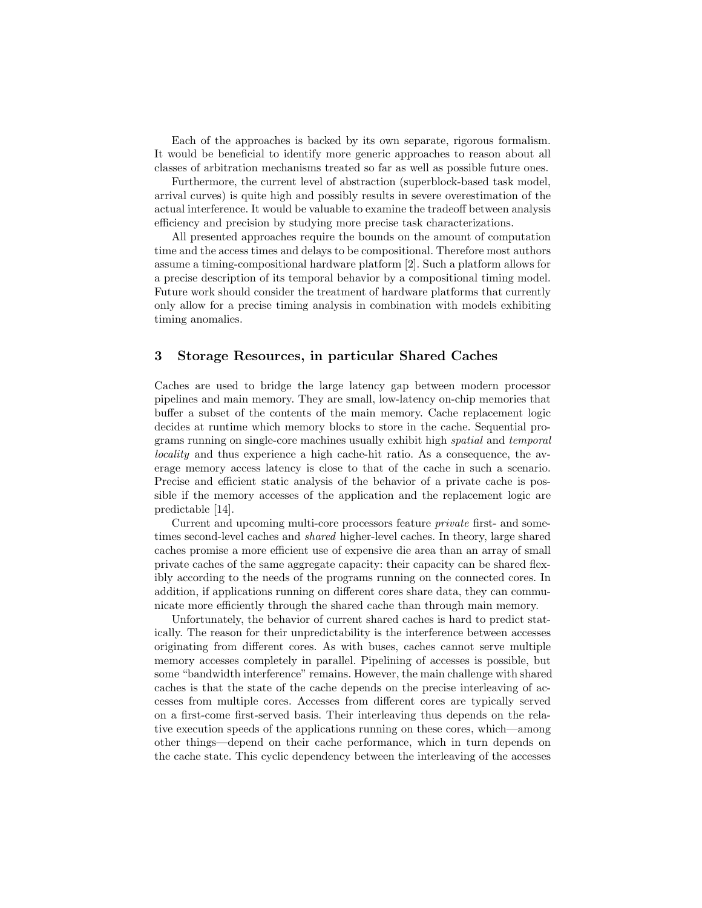Each of the approaches is backed by its own separate, rigorous formalism. It would be beneficial to identify more generic approaches to reason about all classes of arbitration mechanisms treated so far as well as possible future ones.

Furthermore, the current level of abstraction (superblock-based task model, arrival curves) is quite high and possibly results in severe overestimation of the actual interference. It would be valuable to examine the tradeoff between analysis efficiency and precision by studying more precise task characterizations.

All presented approaches require the bounds on the amount of computation time and the access times and delays to be compositional. Therefore most authors assume a timing-compositional hardware platform [2]. Such a platform allows for a precise description of its temporal behavior by a compositional timing model. Future work should consider the treatment of hardware platforms that currently only allow for a precise timing analysis in combination with models exhibiting timing anomalies.

## 3 Storage Resources, in particular Shared Caches

Caches are used to bridge the large latency gap between modern processor pipelines and main memory. They are small, low-latency on-chip memories that buffer a subset of the contents of the main memory. Cache replacement logic decides at runtime which memory blocks to store in the cache. Sequential programs running on single-core machines usually exhibit high *spatial* and *temporal locality* and thus experience a high cache-hit ratio. As a consequence, the average memory access latency is close to that of the cache in such a scenario. Precise and efficient static analysis of the behavior of a private cache is possible if the memory accesses of the application and the replacement logic are predictable [14].

Current and upcoming multi-core processors feature *private* first- and sometimes second-level caches and *shared* higher-level caches. In theory, large shared caches promise a more efficient use of expensive die area than an array of small private caches of the same aggregate capacity: their capacity can be shared flexibly according to the needs of the programs running on the connected cores. In addition, if applications running on different cores share data, they can communicate more efficiently through the shared cache than through main memory.

Unfortunately, the behavior of current shared caches is hard to predict statically. The reason for their unpredictability is the interference between accesses originating from different cores. As with buses, caches cannot serve multiple memory accesses completely in parallel. Pipelining of accesses is possible, but some "bandwidth interference" remains. However, the main challenge with shared caches is that the state of the cache depends on the precise interleaving of accesses from multiple cores. Accesses from different cores are typically served on a first-come first-served basis. Their interleaving thus depends on the relative execution speeds of the applications running on these cores, which—among other things—depend on their cache performance, which in turn depends on the cache state. This cyclic dependency between the interleaving of the accesses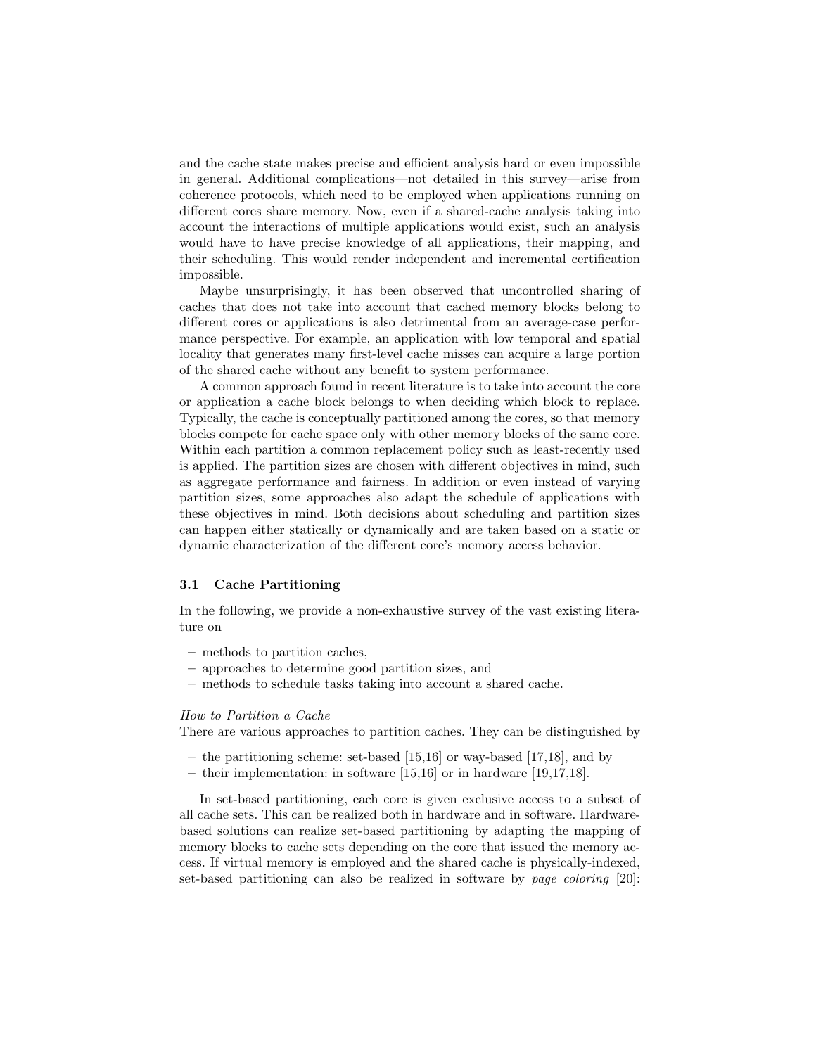and the cache state makes precise and efficient analysis hard or even impossible in general. Additional complications—not detailed in this survey—arise from coherence protocols, which need to be employed when applications running on different cores share memory. Now, even if a shared-cache analysis taking into account the interactions of multiple applications would exist, such an analysis would have to have precise knowledge of all applications, their mapping, and their scheduling. This would render independent and incremental certification impossible.

Maybe unsurprisingly, it has been observed that uncontrolled sharing of caches that does not take into account that cached memory blocks belong to different cores or applications is also detrimental from an average-case performance perspective. For example, an application with low temporal and spatial locality that generates many first-level cache misses can acquire a large portion of the shared cache without any benefit to system performance.

A common approach found in recent literature is to take into account the core or application a cache block belongs to when deciding which block to replace. Typically, the cache is conceptually partitioned among the cores, so that memory blocks compete for cache space only with other memory blocks of the same core. Within each partition a common replacement policy such as least-recently used is applied. The partition sizes are chosen with different objectives in mind, such as aggregate performance and fairness. In addition or even instead of varying partition sizes, some approaches also adapt the schedule of applications with these objectives in mind. Both decisions about scheduling and partition sizes can happen either statically or dynamically and are taken based on a static or dynamic characterization of the different core's memory access behavior.

### 3.1 Cache Partitioning

In the following, we provide a non-exhaustive survey of the vast existing literature on

- methods to partition caches,
- approaches to determine good partition sizes, and
- methods to schedule tasks taking into account a shared cache.

*How to Partition a Cache*

There are various approaches to partition caches. They can be distinguished by

- the partitioning scheme: set-based [15,16] or way-based [17,18], and by
- their implementation: in software [15,16] or in hardware [19,17,18].

In set-based partitioning, each core is given exclusive access to a subset of all cache sets. This can be realized both in hardware and in software. Hardware-based solutions can realize set-based partitioning by adapting the mapping of memory blocks to cache sets depending on the core that issued the memory access. If virtual memory is employed and the shared cache is physically-indexed, set-based partitioning can also be realized in software by *page coloring* [20]: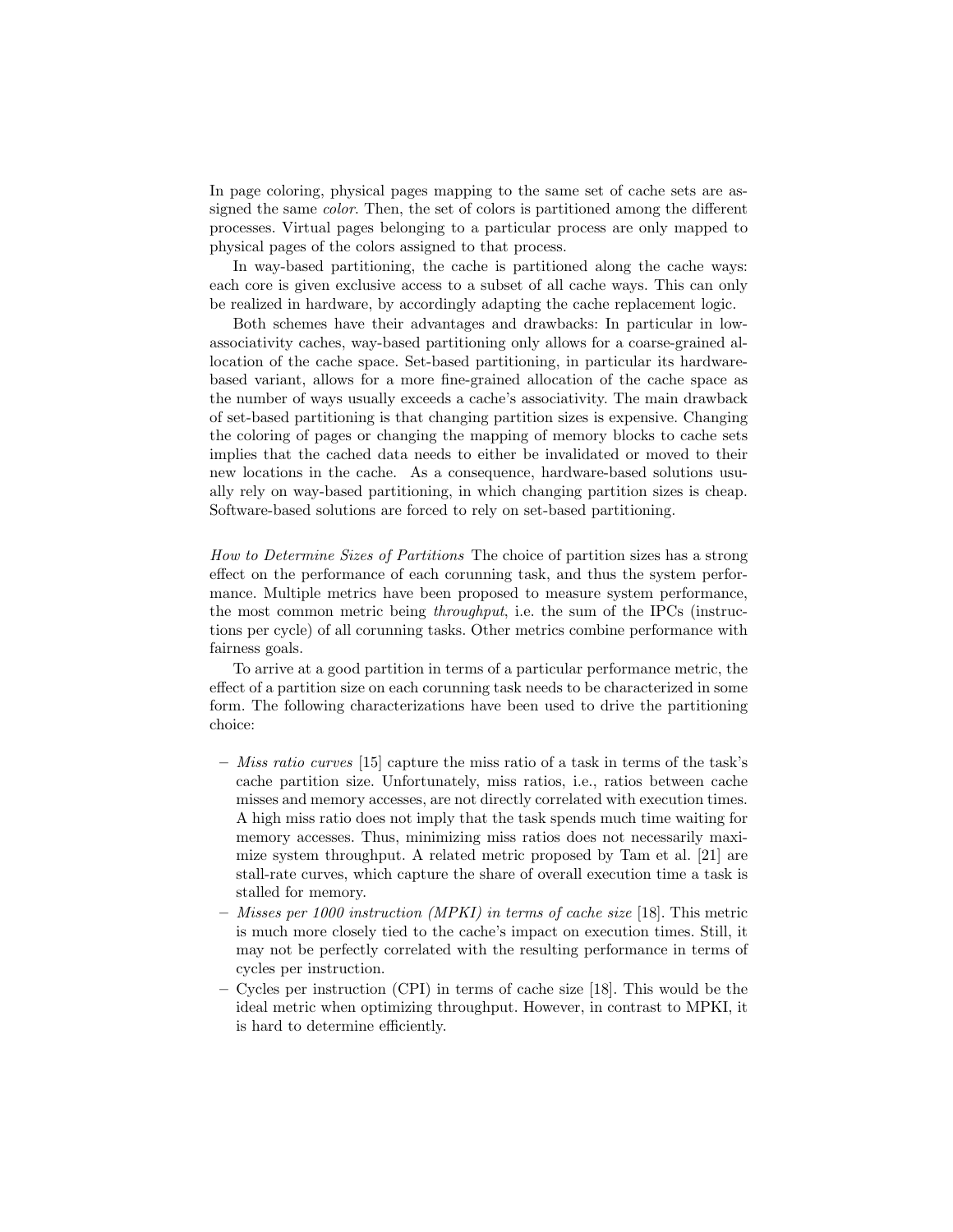In page coloring, physical pages mapping to the same set of cache sets are assigned the same *color*. Then, the set of colors is partitioned among the different processes. Virtual pages belonging to a particular process are only mapped to physical pages of the colors assigned to that process.

In way-based partitioning, the cache is partitioned along the cache ways: each core is given exclusive access to a subset of all cache ways. This can only be realized in hardware, by accordingly adapting the cache replacement logic.

Both schemes have their advantages and drawbacks: In particular in low-associativity caches, way-based partitioning only allows for a coarse-grained allocation of the cache space. Set-based partitioning, in particular its hardware-based variant, allows for a more fine-grained allocation of the cache space as the number of ways usually exceeds a cache's associativity. The main drawback of set-based partitioning is that changing partition sizes is expensive. Changing the coloring of pages or changing the mapping of memory blocks to cache sets implies that the cached data needs to either be invalidated or moved to their new locations in the cache. As a consequence, hardware-based solutions usually rely on way-based partitioning, in which changing partition sizes is cheap. Software-based solutions are forced to rely on set-based partitioning.

*How to Determine Sizes of Partitions* The choice of partition sizes has a strong effect on the performance of each corunning task, and thus the system performance. Multiple metrics have been proposed to measure system performance, the most common metric being *throughput*, i.e. the sum of the IPCs (instructions per cycle) of all corunning tasks. Other metrics combine performance with fairness goals.

To arrive at a good partition in terms of a particular performance metric, the effect of a partition size on each corunning task needs to be characterized in some form. The following characterizations have been used to drive the partitioning choice:

- *Miss ratio curves* [15] capture the miss ratio of a task in terms of the task's cache partition size. Unfortunately, miss ratios, i.e., ratios between cache misses and memory accesses, are not directly correlated with execution times. A high miss ratio does not imply that the task spends much time waiting for memory accesses. Thus, minimizing miss ratios does not necessarily maximize system throughput. A related metric proposed by Tam et al. [21] are stall-rate curves, which capture the share of overall execution time a task is stalled for memory.
- *Misses per 1000 instruction (MPKI) in terms of cache size* [18]. This metric is much more closely tied to the cache's impact on execution times. Still, it may not be perfectly correlated with the resulting performance in terms of cycles per instruction.
- Cycles per instruction (CPI) in terms of cache size [18]. This would be the ideal metric when optimizing throughput. However, in contrast to MPKI, it is hard to determine efficiently.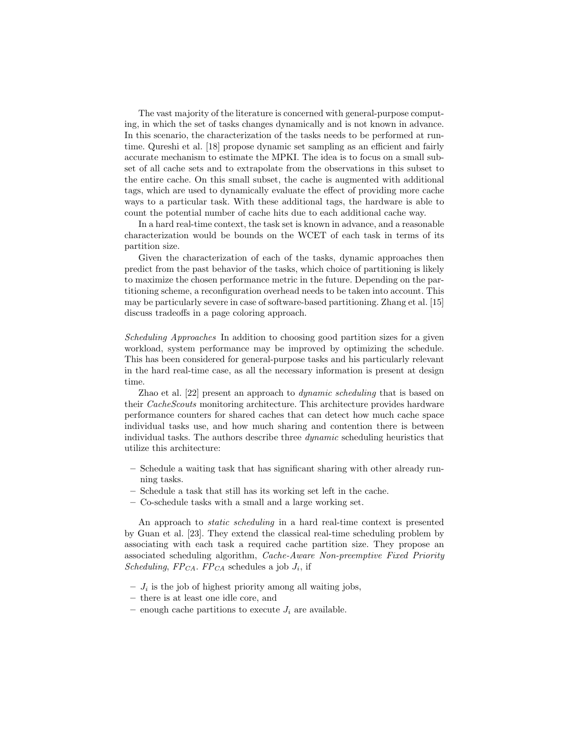The vast majority of the literature is concerned with general-purpose computing, in which the set of tasks changes dynamically and is not known in advance. In this scenario, the characterization of the tasks needs to be performed at runtime. Qureshi et al. [18] propose dynamic set sampling as an efficient and fairly accurate mechanism to estimate the MPKI. The idea is to focus on a small subset of all cache sets and to extrapolate from the observations in this subset to the entire cache. On this small subset, the cache is augmented with additional tags, which are used to dynamically evaluate the effect of providing more cache ways to a particular task. With these additional tags, the hardware is able to count the potential number of cache hits due to each additional cache way.

In a hard real-time context, the task set is known in advance, and a reasonable characterization would be bounds on the WCET of each task in terms of its partition size.

Given the characterization of each of the tasks, dynamic approaches then predict from the past behavior of the tasks, which choice of partitioning is likely to maximize the chosen performance metric in the future. Depending on the partitioning scheme, a reconfiguration overhead needs to be taken into account. This may be particularly severe in case of software-based partitioning. Zhang et al. [15] discuss tradeoffs in a page coloring approach.

*Scheduling Approaches* In addition to choosing good partition sizes for a given workload, system performance may be improved by optimizing the schedule. This has been considered for general-purpose tasks and his particularly relevant in the hard real-time case, as all the necessary information is present at design time.

Zhao et al. [22] present an approach to *dynamic scheduling* that is based on their *CacheScouts* monitoring architecture. This architecture provides hardware performance counters for shared caches that can detect how much cache space individual tasks use, and how much sharing and contention there is between individual tasks. The authors describe three *dynamic* scheduling heuristics that utilize this architecture:

- Schedule a waiting task that has significant sharing with other already running tasks.
- Schedule a task that still has its working set left in the cache.
- Co-schedule tasks with a small and a large working set.

An approach to *static scheduling* in a hard real-time context is presented by Guan et al. [23]. They extend the classical real-time scheduling problem by associating with each task a required cache partition size. They propose an associated scheduling algorithm, *Cache-Aware Non-preemptive Fixed Priority Scheduling*, $FP_{CA}$. $FP_{CA}$ schedules a job $J_i$, if

- $J_i$ is the job of highest priority among all waiting jobs,
- there is at least one idle core, and
- enough cache partitions to execute $J_i$ are available.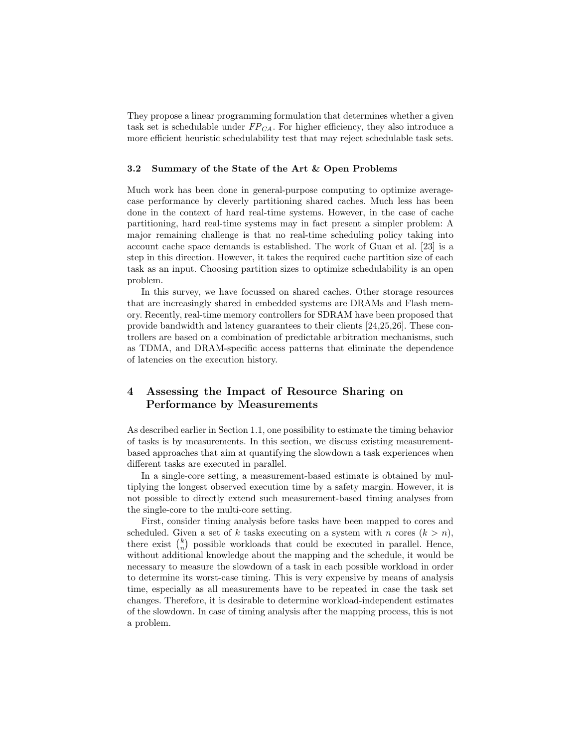They propose a linear programming formulation that determines whether a given task set is schedulable under $FP_{CA}$. For higher efficiency, they also introduce a more efficient heuristic schedulability test that may reject schedulable task sets.

### 3.2 Summary of the State of the Art & Open Problems

Much work has been done in general-purpose computing to optimize average-case performance by cleverly partitioning shared caches. Much less has been done in the context of hard real-time systems. However, in the case of cache partitioning, hard real-time systems may in fact present a simpler problem: A major remaining challenge is that no real-time scheduling policy taking into account cache space demands is established. The work of Guan et al. [23] is a step in this direction. However, it takes the required cache partition size of each task as an input. Choosing partition sizes to optimize schedulability is an open problem.

In this survey, we have focussed on shared caches. Other storage resources that are increasingly shared in embedded systems are DRAMs and Flash memory. Recently, real-time memory controllers for SDRAM have been proposed that provide bandwidth and latency guarantees to their clients [24,25,26]. These controllers are based on a combination of predictable arbitration mechanisms, such as TDMA, and DRAM-specific access patterns that eliminate the dependence of latencies on the execution history.

## 4 Assessing the Impact of Resource Sharing on Performance by Measurements

As described earlier in Section 1.1, one possibility to estimate the timing behavior of tasks is by measurements. In this section, we discuss existing measurement-based approaches that aim at quantifying the slowdown a task experiences when different tasks are executed in parallel.

In a single-core setting, a measurement-based estimate is obtained by multiplying the longest observed execution time by a safety margin. However, it is not possible to directly extend such measurement-based timing analyses from the single-core to the multi-core setting.

First, consider timing analysis before tasks have been mapped to cores and scheduled. Given a set of $k$ tasks executing on a system with $n$ cores ($k > n$), there exist $\binom{k}{n}$ possible workloads that could be executed in parallel. Hence, without additional knowledge about the mapping and the schedule, it would be necessary to measure the slowdown of a task in each possible workload in order to determine its worst-case timing. This is very expensive by means of analysis time, especially as all measurements have to be repeated in case the task set changes. Therefore, it is desirable to determine workload-independent estimates of the slowdown. In case of timing analysis after the mapping process, this is not a problem.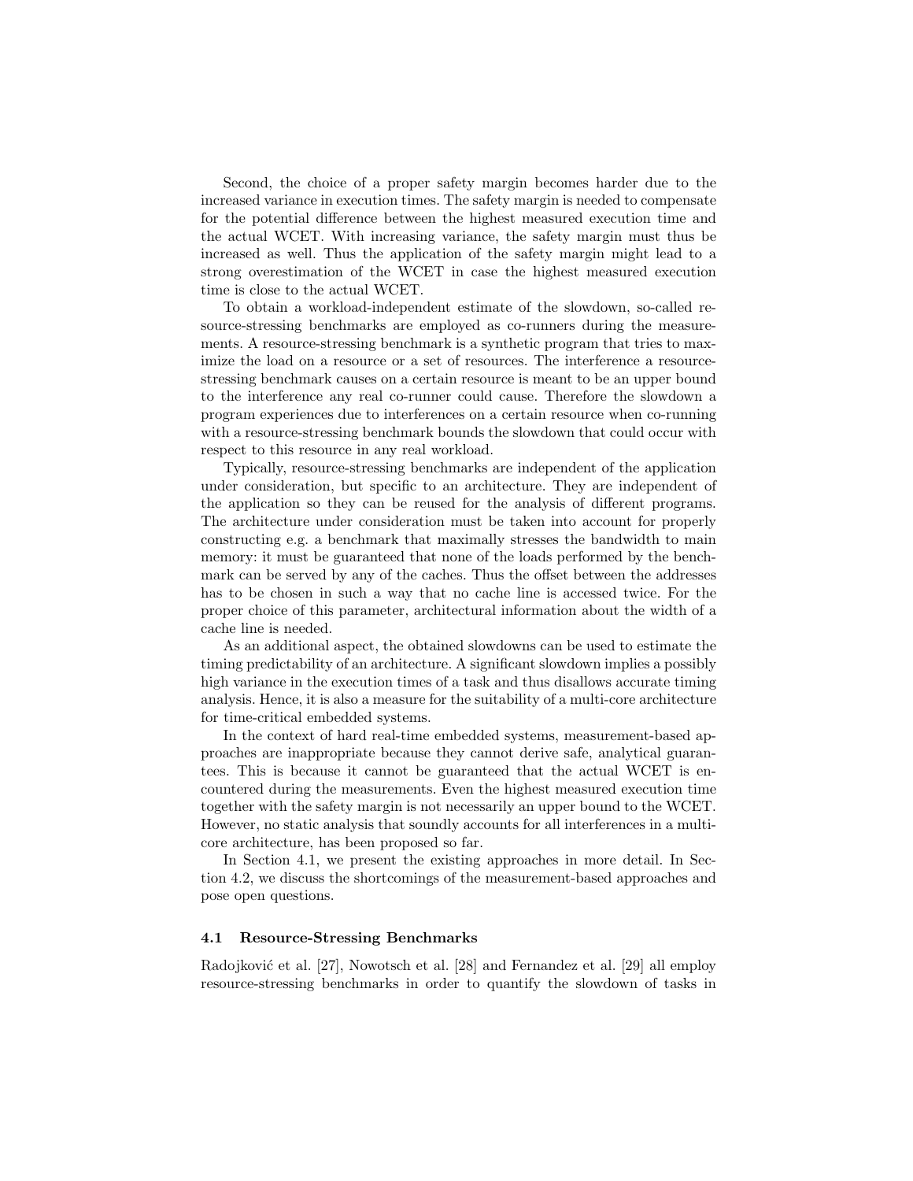Second, the choice of a proper safety margin becomes harder due to the increased variance in execution times. The safety margin is needed to compensate for the potential difference between the highest measured execution time and the actual WCET. With increasing variance, the safety margin must thus be increased as well. Thus the application of the safety margin might lead to a strong overestimation of the WCET in case the highest measured execution time is close to the actual WCET.

To obtain a workload-independent estimate of the slowdown, so-called resource-stressing benchmarks are employed as co-runners during the measurements. A resource-stressing benchmark is a synthetic program that tries to maximize the load on a resource or a set of resources. The interference a resource-stressing benchmark causes on a certain resource is meant to be an upper bound to the interference any real co-runner could cause. Therefore the slowdown a program experiences due to interferences on a certain resource when co-running with a resource-stressing benchmark bounds the slowdown that could occur with respect to this resource in any real workload.

Typically, resource-stressing benchmarks are independent of the application under consideration, but specific to an architecture. They are independent of the application so they can be reused for the analysis of different programs. The architecture under consideration must be taken into account for properly constructing e.g. a benchmark that maximally stresses the bandwidth to main memory: it must be guaranteed that none of the loads performed by the benchmark can be served by any of the caches. Thus the offset between the addresses has to be chosen in such a way that no cache line is accessed twice. For the proper choice of this parameter, architectural information about the width of a cache line is needed.

As an additional aspect, the obtained slowdowns can be used to estimate the timing predictability of an architecture. A significant slowdown implies a possibly high variance in the execution times of a task and thus disallows accurate timing analysis. Hence, it is also a measure for the suitability of a multi-core architecture for time-critical embedded systems.

In the context of hard real-time embedded systems, measurement-based approaches are inappropriate because they cannot derive safe, analytical guarantees. This is because it cannot be guaranteed that the actual WCET is encountered during the measurements. Even the highest measured execution time together with the safety margin is not necessarily an upper bound to the WCET. However, no static analysis that soundly accounts for all interferences in a multi-core architecture, has been proposed so far.

In Section 4.1, we present the existing approaches in more detail. In Section 4.2, we discuss the shortcomings of the measurement-based approaches and pose open questions.

### 4.1 Resource-Stressing Benchmarks

Radojković et al. [27], Nowotsch et al. [28] and Fernandez et al. [29] all employ resource-stressing benchmarks in order to quantify the slowdown of tasks in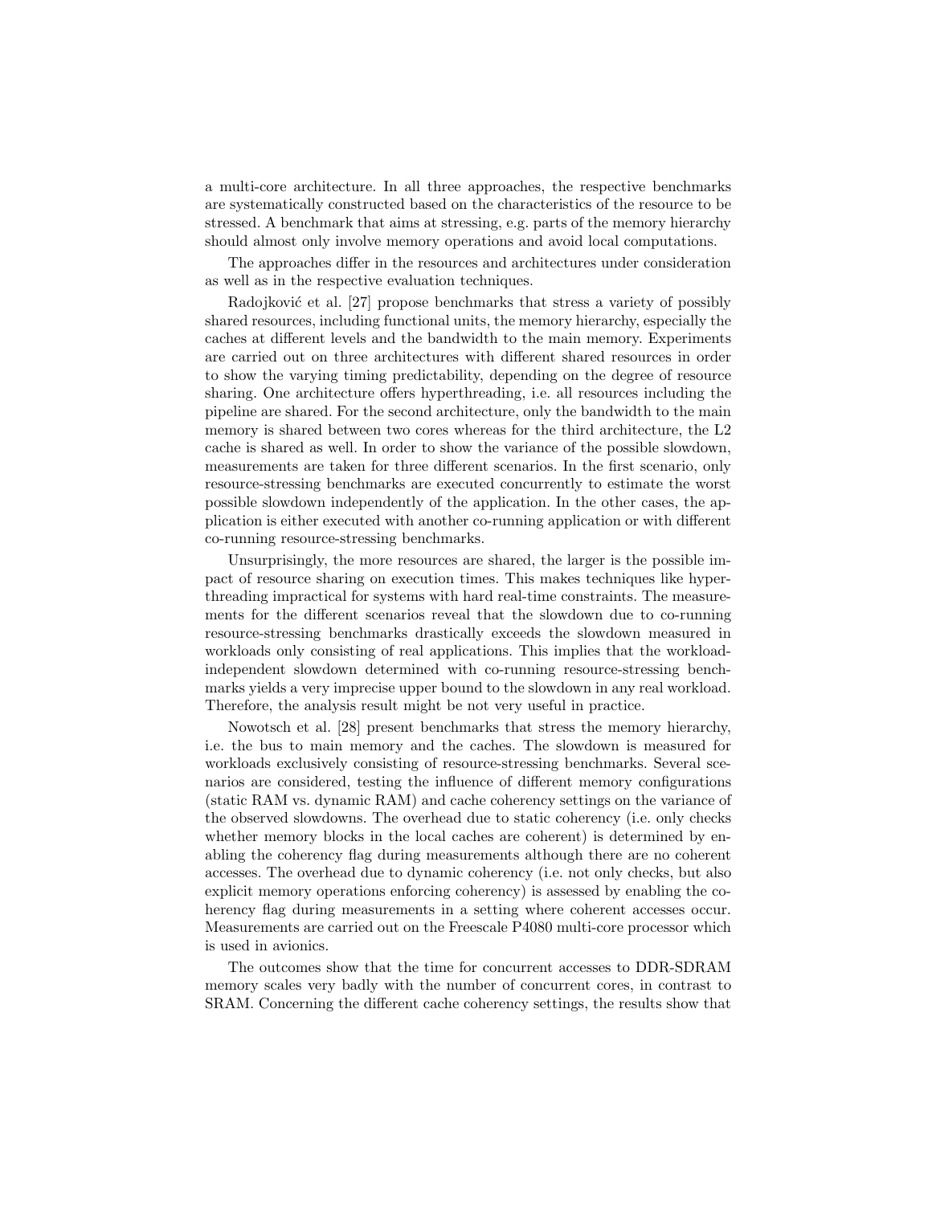a multi-core architecture. In all three approaches, the respective benchmarks are systematically constructed based on the characteristics of the resource to be stressed. A benchmark that aims at stressing, e.g. parts of the memory hierarchy should almost only involve memory operations and avoid local computations.

The approaches differ in the resources and architectures under consideration as well as in the respective evaluation techniques.

Radojković et al. [27] propose benchmarks that stress a variety of possibly shared resources, including functional units, the memory hierarchy, especially the caches at different levels and the bandwidth to the main memory. Experiments are carried out on three architectures with different shared resources in order to show the varying timing predictability, depending on the degree of resource sharing. One architecture offers hyperthreading, i.e. all resources including the pipeline are shared. For the second architecture, only the bandwidth to the main memory is shared between two cores whereas for the third architecture, the L2 cache is shared as well. In order to show the variance of the possible slowdown, measurements are taken for three different scenarios. In the first scenario, only resource-stressing benchmarks are executed concurrently to estimate the worst possible slowdown independently of the application. In the other cases, the application is either executed with another co-running application or with different co-running resource-stressing benchmarks.

Unsurprisingly, the more resources are shared, the larger is the possible impact of resource sharing on execution times. This makes techniques like hyperthreading impractical for systems with hard real-time constraints. The measurements for the different scenarios reveal that the slowdown due to co-running resource-stressing benchmarks drastically exceeds the slowdown measured in workloads only consisting of real applications. This implies that the workload-independent slowdown determined with co-running resource-stressing benchmarks yields a very imprecise upper bound to the slowdown in any real workload. Therefore, the analysis result might be not very useful in practice.

Nowotsch et al. [28] present benchmarks that stress the memory hierarchy, i.e. the bus to main memory and the caches. The slowdown is measured for workloads exclusively consisting of resource-stressing benchmarks. Several scenarios are considered, testing the influence of different memory configurations (static RAM vs. dynamic RAM) and cache coherency settings on the variance of the observed slowdowns. The overhead due to static coherency (i.e. only checks whether memory blocks in the local caches are coherent) is determined by enabling the coherency flag during measurements although there are no coherent accesses. The overhead due to dynamic coherency (i.e. not only checks, but also explicit memory operations enforcing coherency) is assessed by enabling the coherency flag during measurements in a setting where coherent accesses occur. Measurements are carried out on the Freescale P4080 multi-core processor which is used in avionics.

The outcomes show that the time for concurrent accesses to DDR-SDRAM memory scales very badly with the number of concurrent cores, in contrast to SRAM. Concerning the different cache coherency settings, the results show that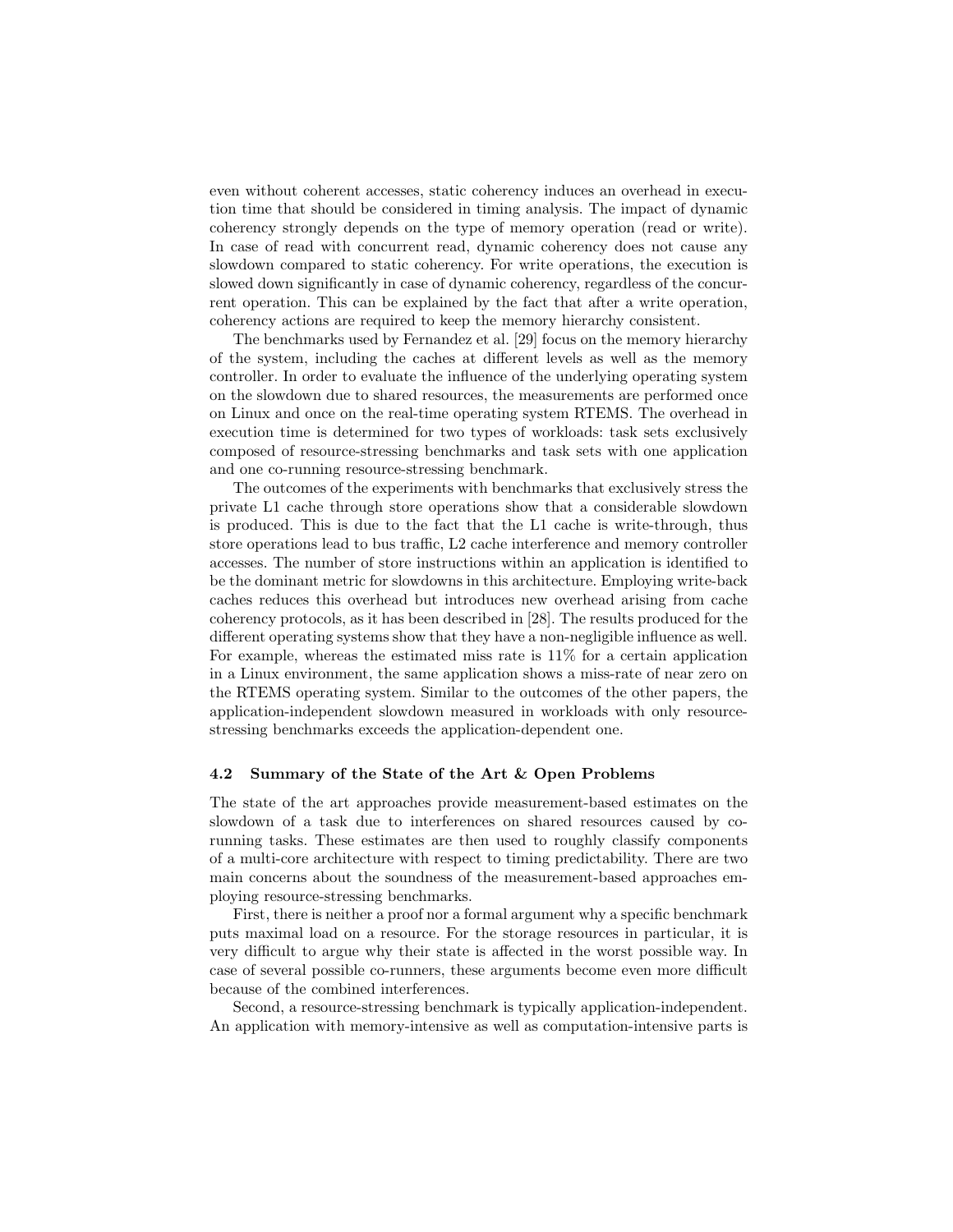even without coherent accesses, static coherency induces an overhead in execution time that should be considered in timing analysis. The impact of dynamic coherency strongly depends on the type of memory operation (read or write). In case of read with concurrent read, dynamic coherency does not cause any slowdown compared to static coherency. For write operations, the execution is slowed down significantly in case of dynamic coherency, regardless of the concurrent operation. This can be explained by the fact that after a write operation, coherency actions are required to keep the memory hierarchy consistent.

The benchmarks used by Fernandez et al. [29] focus on the memory hierarchy of the system, including the caches at different levels as well as the memory controller. In order to evaluate the influence of the underlying operating system on the slowdown due to shared resources, the measurements are performed once on Linux and once on the real-time operating system RTEMS. The overhead in execution time is determined for two types of workloads: task sets exclusively composed of resource-stressing benchmarks and task sets with one application and one co-running resource-stressing benchmark.

The outcomes of the experiments with benchmarks that exclusively stress the private L1 cache through store operations show that a considerable slowdown is produced. This is due to the fact that the L1 cache is write-through, thus store operations lead to bus traffic, L2 cache interference and memory controller accesses. The number of store instructions within an application is identified to be the dominant metric for slowdowns in this architecture. Employing write-back caches reduces this overhead but introduces new overhead arising from cache coherency protocols, as it has been described in [28]. The results produced for the different operating systems show that they have a non-negligible influence as well. For example, whereas the estimated miss rate is 11% for a certain application in a Linux environment, the same application shows a miss-rate of near zero on the RTEMS operating system. Similar to the outcomes of the other papers, the application-independent slowdown measured in workloads with only resource-stressing benchmarks exceeds the application-dependent one.

### 4.2 Summary of the State of the Art & Open Problems

The state of the art approaches provide measurement-based estimates on the slowdown of a task due to interferences on shared resources caused by co-running tasks. These estimates are then used to roughly classify components of a multi-core architecture with respect to timing predictability. There are two main concerns about the soundness of the measurement-based approaches employing resource-stressing benchmarks.

First, there is neither a proof nor a formal argument why a specific benchmark puts maximal load on a resource. For the storage resources in particular, it is very difficult to argue why their state is affected in the worst possible way. In case of several possible co-runners, these arguments become even more difficult because of the combined interferences.

Second, a resource-stressing benchmark is typically application-independent. An application with memory-intensive as well as computation-intensive parts is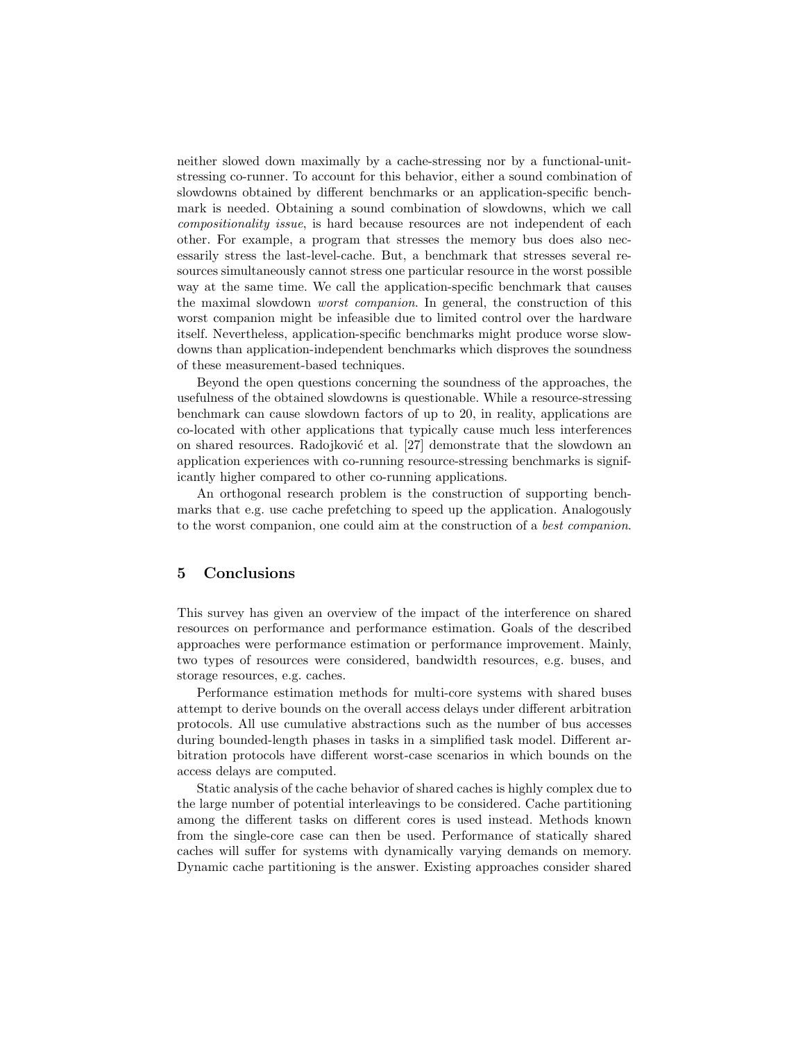neither slowed down maximally by a cache-stressing nor by a functional-unit-stressing co-runner. To account for this behavior, either a sound combination of slowdowns obtained by different benchmarks or an application-specific benchmark is needed. Obtaining a sound combination of slowdowns, which we call *compositionality issue*, is hard because resources are not independent of each other. For example, a program that stresses the memory bus does also necessarily stress the last-level-cache. But, a benchmark that stresses several resources simultaneously cannot stress one particular resource in the worst possible way at the same time. We call the application-specific benchmark that causes the maximal slowdown *worst companion*. In general, the construction of this worst companion might be infeasible due to limited control over the hardware itself. Nevertheless, application-specific benchmarks might produce worse slowdowns than application-independent benchmarks which disproves the soundness of these measurement-based techniques.

Beyond the open questions concerning the soundness of the approaches, the usefulness of the obtained slowdowns is questionable. While a resource-stressing benchmark can cause slowdown factors of up to 20, in reality, applications are co-located with other applications that typically cause much less interferences on shared resources. Radojković et al. [27] demonstrate that the slowdown an application experiences with co-running resource-stressing benchmarks is significantly higher compared to other co-running applications.

An orthogonal research problem is the construction of supporting benchmarks that e.g. use cache prefetching to speed up the application. Analogously to the worst companion, one could aim at the construction of a *best companion*.

## 5 Conclusions

This survey has given an overview of the impact of the interference on shared resources on performance and performance estimation. Goals of the described approaches were performance estimation or performance improvement. Mainly, two types of resources were considered, bandwidth resources, e.g. buses, and storage resources, e.g. caches.

Performance estimation methods for multi-core systems with shared buses attempt to derive bounds on the overall access delays under different arbitration protocols. All use cumulative abstractions such as the number of bus accesses during bounded-length phases in tasks in a simplified task model. Different arbitration protocols have different worst-case scenarios in which bounds on the access delays are computed.

Static analysis of the cache behavior of shared caches is highly complex due to the large number of potential interleavings to be considered. Cache partitioning among the different tasks on different cores is used instead. Methods known from the single-core case can then be used. Performance of statically shared caches will suffer for systems with dynamically varying demands on memory. Dynamic cache partitioning is the answer. Existing approaches consider shared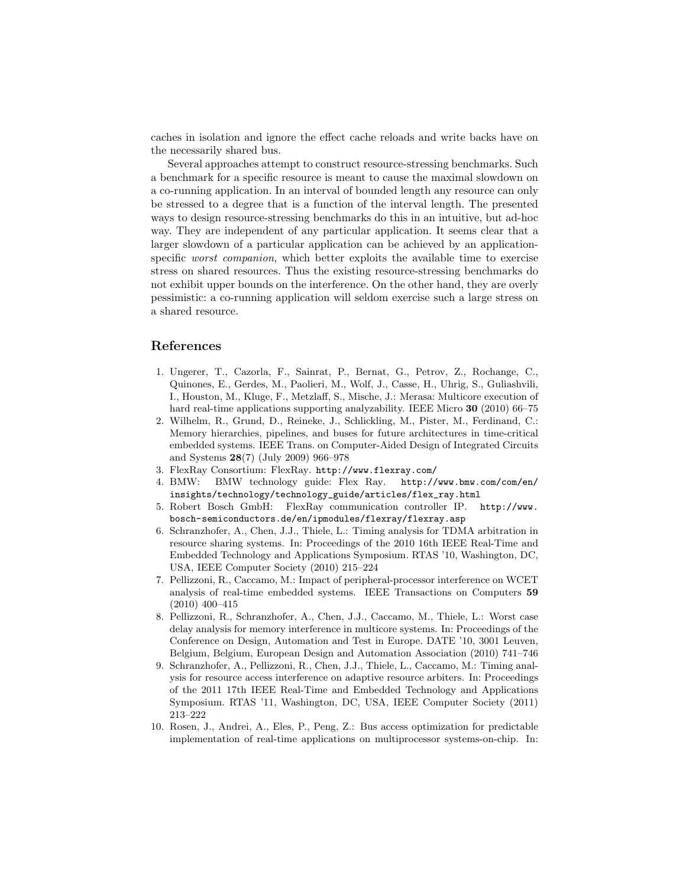caches in isolation and ignore the effect cache reloads and write backs have on the necessarily shared bus.

Several approaches attempt to construct resource-stressing benchmarks. Such a benchmark for a specific resource is meant to cause the maximal slowdown on a co-running application. In an interval of bounded length any resource can only be stressed to a degree that is a function of the interval length. The presented ways to design resource-stressing benchmarks do this in an intuitive, but ad-hoc way. They are independent of any particular application. It seems clear that a larger slowdown of a particular application can be achieved by an application-specific *worst companion*, which better exploits the available time to exercise stress on shared resources. Thus the existing resource-stressing benchmarks do not exhibit upper bounds on the interference. On the other hand, they are overly pessimistic: a co-running application will seldom exercise such a large stress on a shared resource.

## References

1. Ungerer, T., Cazorla, F., Sainrat, P., Bernat, G., Petrov, Z., Rochange, C., Quinones, E., Gerdes, M., Paolieri, M., Wolf, J., Casse, H., Uhrig, S., Guliashvili, I., Houston, M., Kluge, F., Metzlaff, S., Mische, J.: Merasa: Multicore execution of hard real-time applications supporting analyzability. IEEE Micro **30** (2010) 66–75
2. Wilhelm, R., Grund, D., Reineke, J., Schlickling, M., Pister, M., Ferdinand, C.: Memory hierarchies, pipelines, and buses for future architectures in time-critical embedded systems. IEEE Trans. on Computer-Aided Design of Integrated Circuits and Systems **28**(7) (July 2009) 966–978
3. FlexRay Consortium: FlexRay. `http://www.flexray.com/`
4. BMW: BMW technology guide: Flex Ray. `http://www.bmw.com/com/en/insights/technology/technology_guide/articles/flex_ray.html`
5. Robert Bosch GmbH: FlexRay communication controller IP. `http://www.bosch-semiconductors.de/en/ipmodules/flexray/flexray.asp`
6. Schranzhofer, A., Chen, J.J., Thiele, L.: Timing analysis for TDMA arbitration in resource sharing systems. In: Proceedings of the 2010 16th IEEE Real-Time and Embedded Technology and Applications Symposium. RTAS '10, Washington, DC, USA, IEEE Computer Society (2010) 215–224
7. Pellizzoni, R., Caccamo, M.: Impact of peripheral-processor interference on WCET analysis of real-time embedded systems. IEEE Transactions on Computers **59** (2010) 400–415
8. Pellizzoni, R., Schranzhofer, A., Chen, J.J., Caccamo, M., Thiele, L.: Worst case delay analysis for memory interference in multicore systems. In: Proceedings of the Conference on Design, Automation and Test in Europe. DATE '10, 3001 Leuven, Belgium, Belgium, European Design and Automation Association (2010) 741–746
9. Schranzhofer, A., Pellizzoni, R., Chen, J.J., Thiele, L., Caccamo, M.: Timing analysis for resource access interference on adaptive resource arbiters. In: Proceedings of the 2011 17th IEEE Real-Time and Embedded Technology and Applications Symposium. RTAS '11, Washington, DC, USA, IEEE Computer Society (2011) 213–222
10. Rosen, J., Andrei, A., Eles, P., Peng, Z.: Bus access optimization for predictable implementation of real-time applications on multiprocessor systems-on-chip. In: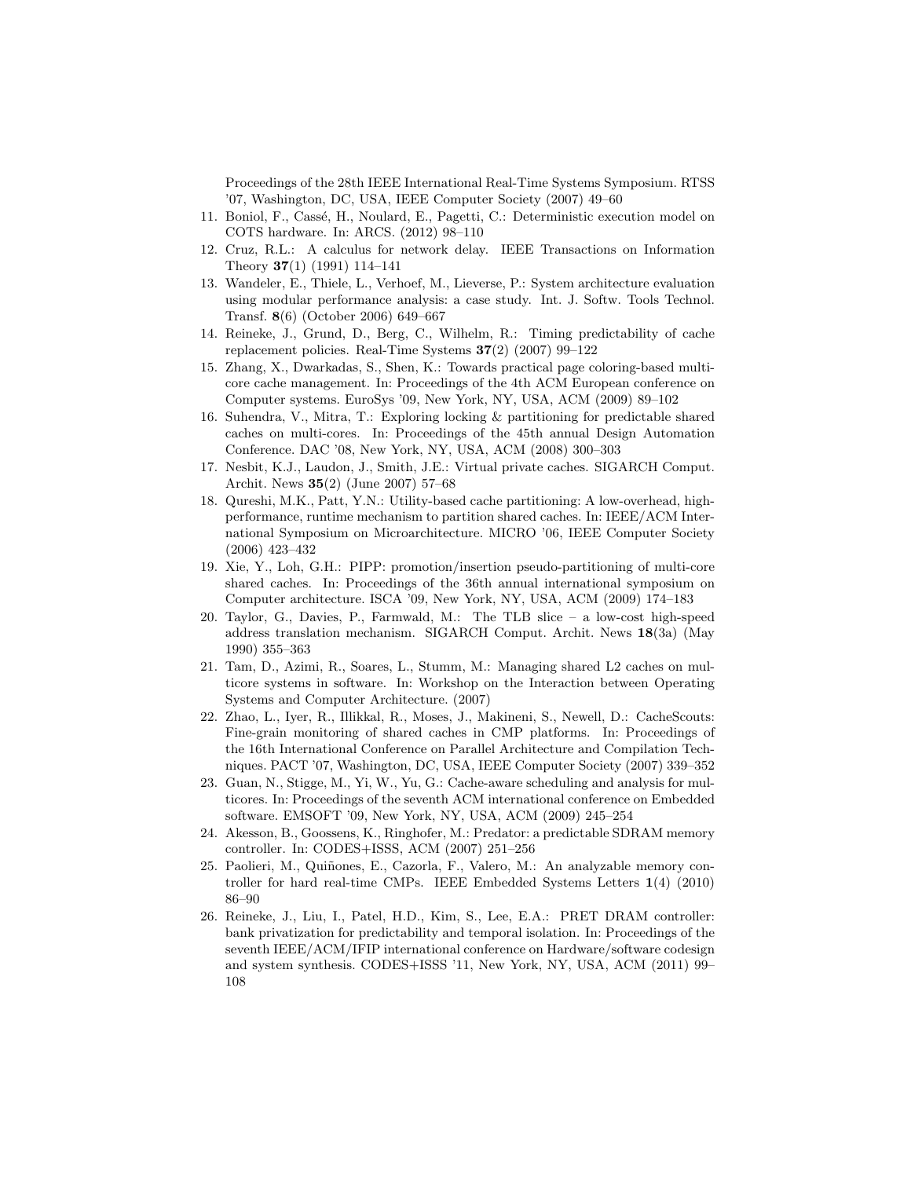Proceedings of the 28th IEEE International Real-Time Systems Symposium. RTSS '07, Washington, DC, USA, IEEE Computer Society (2007) 49–60

11. Boniol, F., Cassé, H., Noulard, E., Pagetti, C.: Deterministic execution model on COTS hardware. In: ARCS. (2012) 98–110
12. Cruz, R.L.: A calculus for network delay. IEEE Transactions on Information Theory **37**(1) (1991) 114–141
13. Wandeler, E., Thiele, L., Verhoef, M., Lieverse, P.: System architecture evaluation using modular performance analysis: a case study. Int. J. Softw. Tools Technol. Transf. **8**(6) (October 2006) 649–667
14. Reineke, J., Grund, D., Berg, C., Wilhelm, R.: Timing predictability of cache replacement policies. Real-Time Systems **37**(2) (2007) 99–122
15. Zhang, X., Dwarkadas, S., Shen, K.: Towards practical page coloring-based multicore cache management. In: Proceedings of the 4th ACM European conference on Computer systems. EuroSys '09, New York, NY, USA, ACM (2009) 89–102
16. Suhendra, V., Mitra, T.: Exploring locking & partitioning for predictable shared caches on multi-cores. In: Proceedings of the 45th annual Design Automation Conference. DAC '08, New York, NY, USA, ACM (2008) 300–303
17. Nesbit, K.J., Laudon, J., Smith, J.E.: Virtual private caches. SIGARCH Comput. Archit. News **35**(2) (June 2007) 57–68
18. Qureshi, M.K., Patt, Y.N.: Utility-based cache partitioning: A low-overhead, high-performance, runtime mechanism to partition shared caches. In: IEEE/ACM International Symposium on Microarchitecture. MICRO '06, IEEE Computer Society (2006) 423–432
19. Xie, Y., Loh, G.H.: PIPP: promotion/insertion pseudo-partitioning of multi-core shared caches. In: Proceedings of the 36th annual international symposium on Computer architecture. ISCA '09, New York, NY, USA, ACM (2009) 174–183
20. Taylor, G., Davies, P., Farmwald, M.: The TLB slice – a low-cost high-speed address translation mechanism. SIGARCH Comput. Archit. News **18**(3a) (May 1990) 355–363
21. Tam, D., Azimi, R., Soares, L., Stumm, M.: Managing shared L2 caches on multicore systems in software. In: Workshop on the Interaction between Operating Systems and Computer Architecture. (2007)
22. Zhao, L., Iyer, R., Illikkal, R., Moses, J., Makineni, S., Newell, D.: CacheScouts: Fine-grain monitoring of shared caches in CMP platforms. In: Proceedings of the 16th International Conference on Parallel Architecture and Compilation Techniques. PACT '07, Washington, DC, USA, IEEE Computer Society (2007) 339–352
23. Guan, N., Stigge, M., Yi, W., Yu, G.: Cache-aware scheduling and analysis for multicores. In: Proceedings of the seventh ACM international conference on Embedded software. EMSOFT '09, New York, NY, USA, ACM (2009) 245–254
24. Akesson, B., Goossens, K., Ringhofer, M.: Predator: a predictable SDRAM memory controller. In: CODES+ISSS, ACM (2007) 251–256
25. Paolieri, M., Quiñones, E., Cazorla, F., Valero, M.: An analyzable memory controller for hard real-time CMPs. IEEE Embedded Systems Letters **1**(4) (2010) 86–90
26. Reineke, J., Liu, I., Patel, H.D., Kim, S., Lee, E.A.: PRET DRAM controller: bank privatization for predictability and temporal isolation. In: Proceedings of the seventh IEEE/ACM/IFIP international conference on Hardware/software codesign and system synthesis. CODES+ISSS '11, New York, NY, USA, ACM (2011) 99–108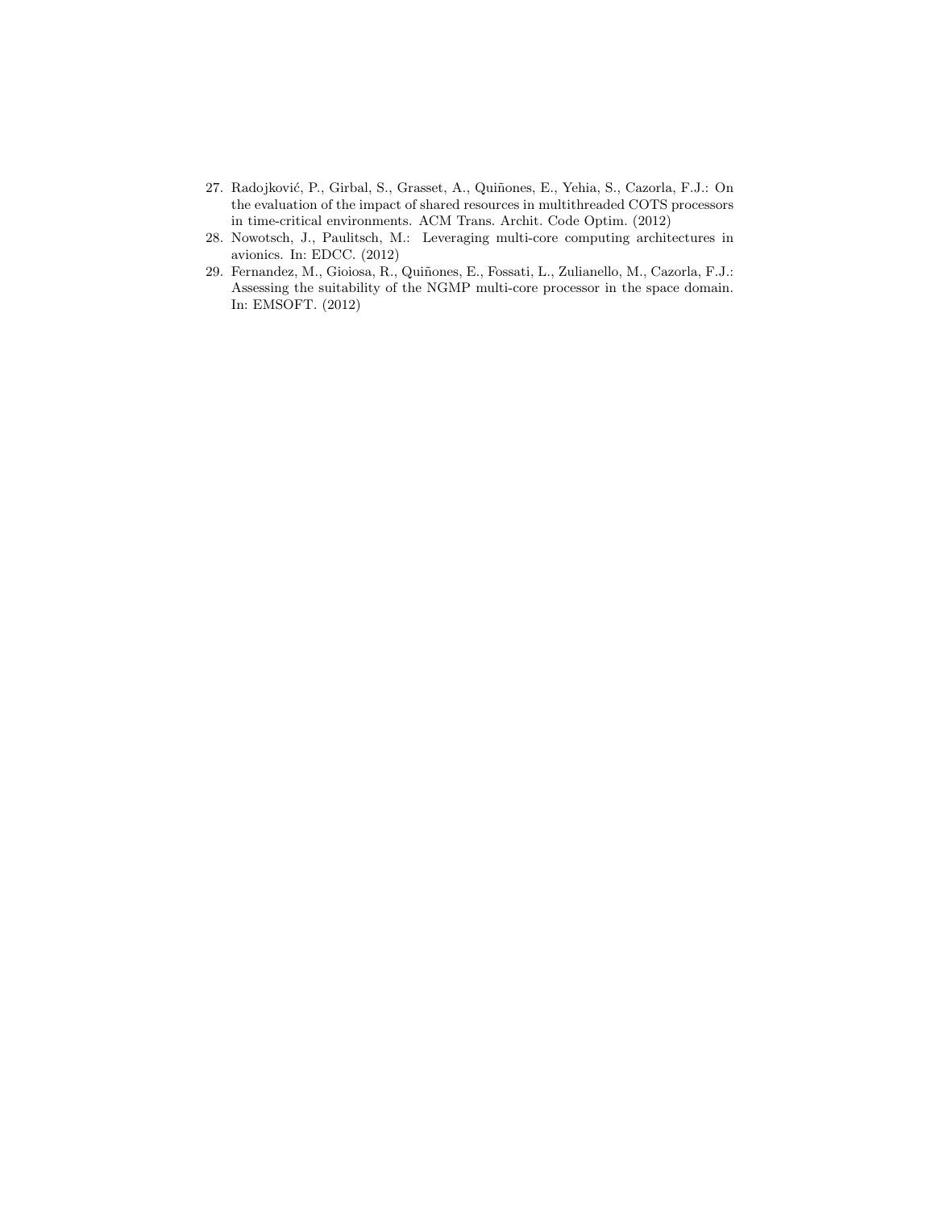27. Radojković, P., Girbal, S., Grasset, A., Quiñones, E., Yehia, S., Cazorla, F.J.: On the evaluation of the impact of shared resources in multithreaded COTS processors in time-critical environments. ACM Trans. Archit. Code Optim. (2012)
28. Nowotsch, J., Paulitsch, M.: Leveraging multi-core computing architectures in avionics. In: EDCC. (2012)
29. Fernandez, M., Gioiosa, R., Quiñones, E., Fossati, L., Zulianello, M., Cazorla, F.J.: Assessing the suitability of the NGMP multi-core processor in the space domain. In: EMSOFT. (2012)